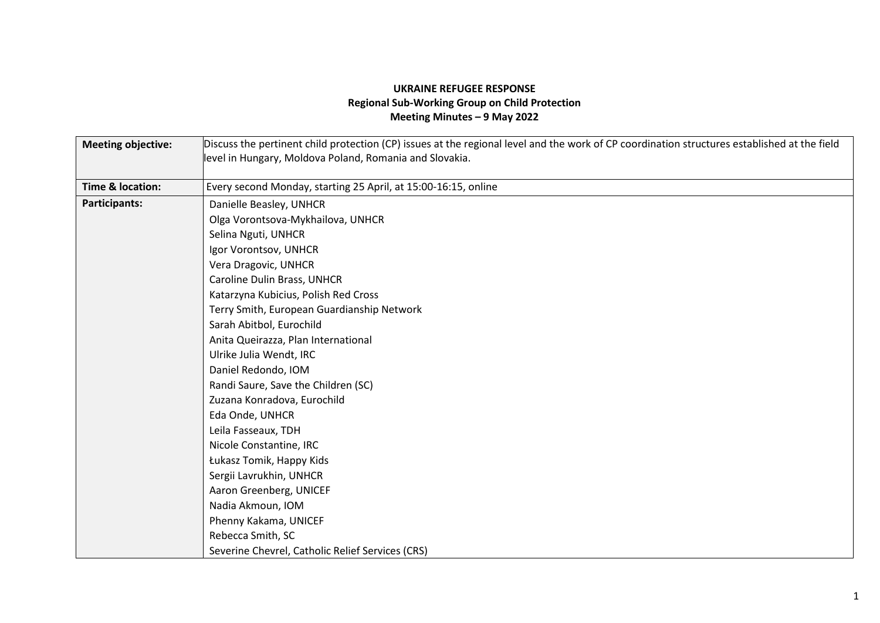**UKRAINE REFUGEE RESPONSE**
**Regional Sub-Working Group on Child Protection**
**Meeting Minutes – 9 May 2022**

| | |
|---|---|
| **Meeting objective:** | Discuss the pertinent child protection (CP) issues at the regional level and the work of CP coordination structures established at the field level in Hungary, Moldova Poland, Romania and Slovakia. |
| **Time & location:** | Every second Monday, starting 25 April, at 15:00-16:15, online |
| **Participants:** | Danielle Beasley, UNHCR<br>Olga Vorontsova-Mykhailova, UNHCR<br>Selina Nguti, UNHCR<br>Igor Vorontsov, UNHCR<br>Vera Dragovic, UNHCR<br>Caroline Dulin Brass, UNHCR<br>Katarzyna Kubicius, Polish Red Cross<br>Terry Smith, European Guardianship Network<br>Sarah Abitbol, Eurochild<br>Anita Queirazza, Plan International<br>Ulrike Julia Wendt, IRC<br>Daniel Redondo, IOM<br>Randi Saure, Save the Children (SC)<br>Zuzana Konradova, Eurochild<br>Eda Onde, UNHCR<br>Leila Fasseaux, TDH<br>Nicole Constantine, IRC<br>Łukasz Tomik, Happy Kids<br>Sergii Lavrukhin, UNHCR<br>Aaron Greenberg, UNICEF<br>Nadia Akmoun, IOM<br>Phenny Kakama, UNICEF<br>Rebecca Smith, SC<br>Severine Chevrel, Catholic Relief Services (CRS) |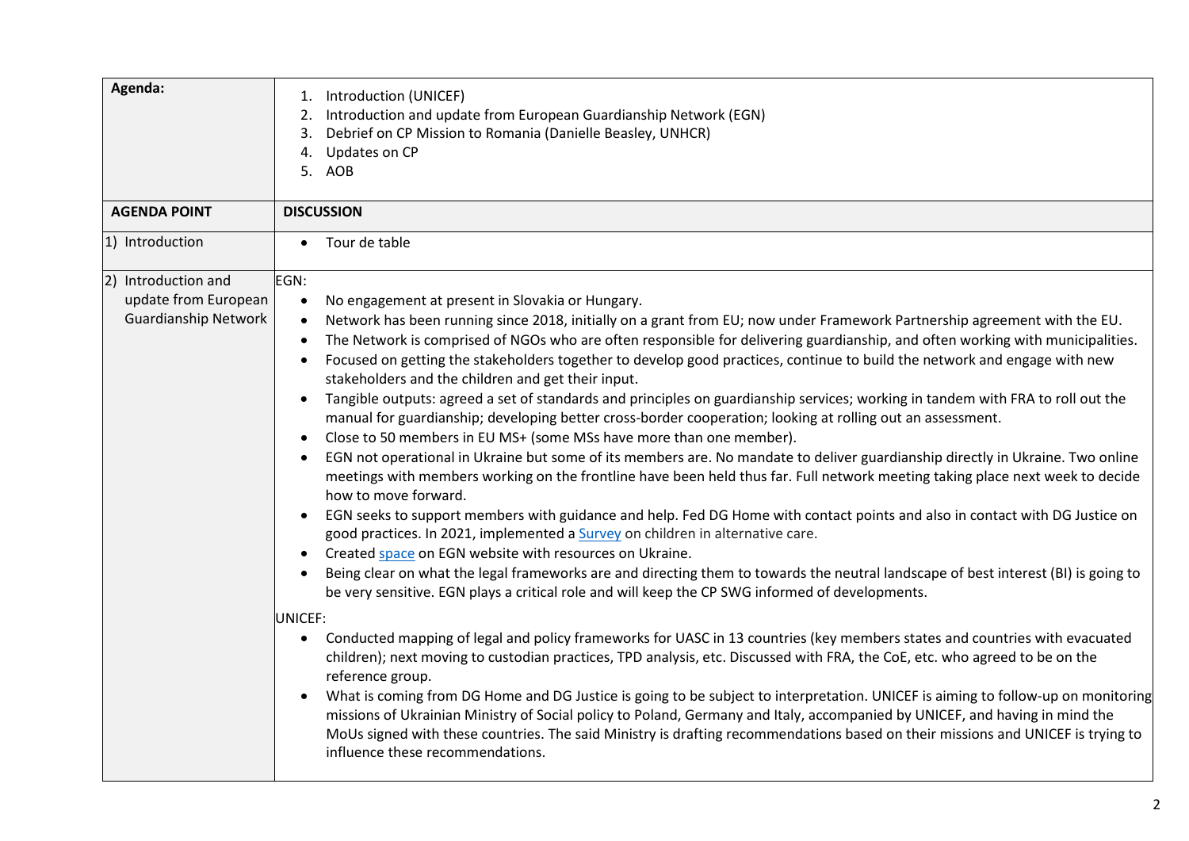| **Agenda:** | 1. Introduction (UNICEF)<br>2. Introduction and update from European Guardianship Network (EGN)<br>3. Debrief on CP Mission to Romania (Danielle Beasley, UNHCR)<br>4. Updates on CP<br>5. AOB |
|---|---|
| **AGENDA POINT** | **DISCUSSION** |
| 1) Introduction | • Tour de table |
| 2) Introduction and update from European Guardianship Network | EGN:<br>• No engagement at present in Slovakia or Hungary.<br>• Network has been running since 2018, initially on a grant from EU; now under Framework Partnership agreement with the EU.<br>• The Network is comprised of NGOs who are often responsible for delivering guardianship, and often working with municipalities.<br>• Focused on getting the stakeholders together to develop good practices, continue to build the network and engage with new stakeholders and the children and get their input.<br>• Tangible outputs: agreed a set of standards and principles on guardianship services; working in tandem with FRA to roll out the manual for guardianship; developing better cross-border cooperation; looking at rolling out an assessment.<br>• Close to 50 members in EU MS+ (some MSs have more than one member).<br>• EGN not operational in Ukraine but some of its members are. No mandate to deliver guardianship directly in Ukraine. Two online meetings with members working on the frontline have been held thus far. Full network meeting taking place next week to decide how to move forward.<br>• EGN seeks to support members with guidance and help. Fed DG Home with contact points and also in contact with DG Justice on good practices. In 2021, implemented a Survey on children in alternative care.<br>• Created space on EGN website with resources on Ukraine.<br>• Being clear on what the legal frameworks are and directing them to towards the neutral landscape of best interest (BI) is going to be very sensitive. EGN plays a critical role and will keep the CP SWG informed of developments.<br><br>UNICEF:<br>• Conducted mapping of legal and policy frameworks for UASC in 13 countries (key members states and countries with evacuated children); next moving to custodian practices, TPD analysis, etc. Discussed with FRA, the CoE, etc. who agreed to be on the reference group.<br>• What is coming from DG Home and DG Justice is going to be subject to interpretation. UNICEF is aiming to follow-up on monitoring missions of Ukrainian Ministry of Social policy to Poland, Germany and Italy, accompanied by UNICEF, and having in mind the MoUs signed with these countries. The said Ministry is drafting recommendations based on their missions and UNICEF is trying to influence these recommendations. |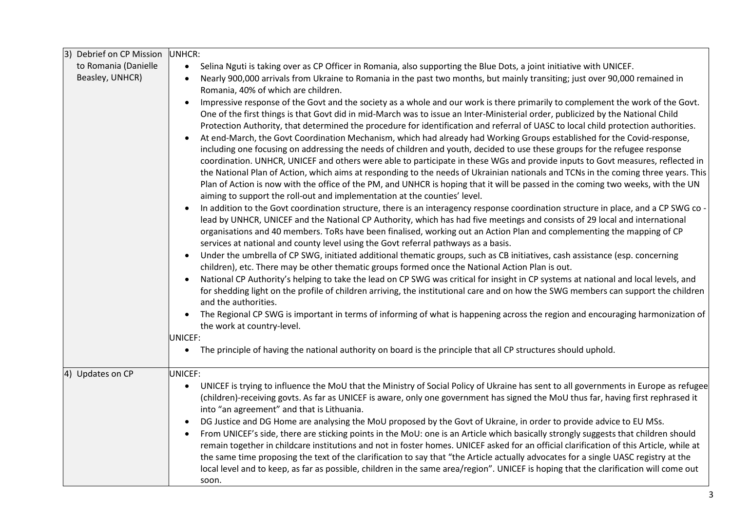| | |
|---|---|
| 3) Debrief on CP Mission to Romania (Danielle Beasley, UNHCR) | UNHCR:<br>• Selina Nguti is taking over as CP Officer in Romania, also supporting the Blue Dots, a joint initiative with UNICEF.<br>• Nearly 900,000 arrivals from Ukraine to Romania in the past two months, but mainly transiting; just over 90,000 remained in Romania, 40% of which are children.<br>• Impressive response of the Govt and the society as a whole and our work is there primarily to complement the work of the Govt. One of the first things is that Govt did in mid-March was to issue an Inter-Ministerial order, publicized by the National Child Protection Authority, that determined the procedure for identification and referral of UASC to local child protection authorities.<br>• At end-March, the Govt Coordination Mechanism, which had already had Working Groups established for the Covid-response, including one focusing on addressing the needs of children and youth, decided to use these groups for the refugee response coordination. UNHCR, UNICEF and others were able to participate in these WGs and provide inputs to Govt measures, reflected in the National Plan of Action, which aims at responding to the needs of Ukrainian nationals and TCNs in the coming three years. This Plan of Action is now with the office of the PM, and UNHCR is hoping that it will be passed in the coming two weeks, with the UN aiming to support the roll-out and implementation at the counties' level.<br>• In addition to the Govt coordination structure, there is an interagency response coordination structure in place, and a CP SWG co - lead by UNHCR, UNICEF and the National CP Authority, which has had five meetings and consists of 29 local and international organisations and 40 members. ToRs have been finalised, working out an Action Plan and complementing the mapping of CP services at national and county level using the Govt referral pathways as a basis.<br>• Under the umbrella of CP SWG, initiated additional thematic groups, such as CB initiatives, cash assistance (esp. concerning children), etc. There may be other thematic groups formed once the National Action Plan is out.<br>• National CP Authority's helping to take the lead on CP SWG was critical for insight in CP systems at national and local levels, and for shedding light on the profile of children arriving, the institutional care and on how the SWG members can support the children and the authorities.<br>• The Regional CP SWG is important in terms of informing of what is happening across the region and encouraging harmonization of the work at country-level.<br>UNICEF:<br>• The principle of having the national authority on board is the principle that all CP structures should uphold. |
| 4) Updates on CP | UNICEF:<br>• UNICEF is trying to influence the MoU that the Ministry of Social Policy of Ukraine has sent to all governments in Europe as refugee (children)-receiving govts. As far as UNICEF is aware, only one government has signed the MoU thus far, having first rephrased it into "an agreement" and that is Lithuania.<br>• DG Justice and DG Home are analysing the MoU proposed by the Govt of Ukraine, in order to provide advice to EU MSs.<br>• From UNICEF's side, there are sticking points in the MoU: one is an Article which basically strongly suggests that children should remain together in childcare institutions and not in foster homes. UNICEF asked for an official clarification of this Article, while at the same time proposing the text of the clarification to say that "the Article actually advocates for a single UASC registry at the local level and to keep, as far as possible, children in the same area/region". UNICEF is hoping that the clarification will come out soon. |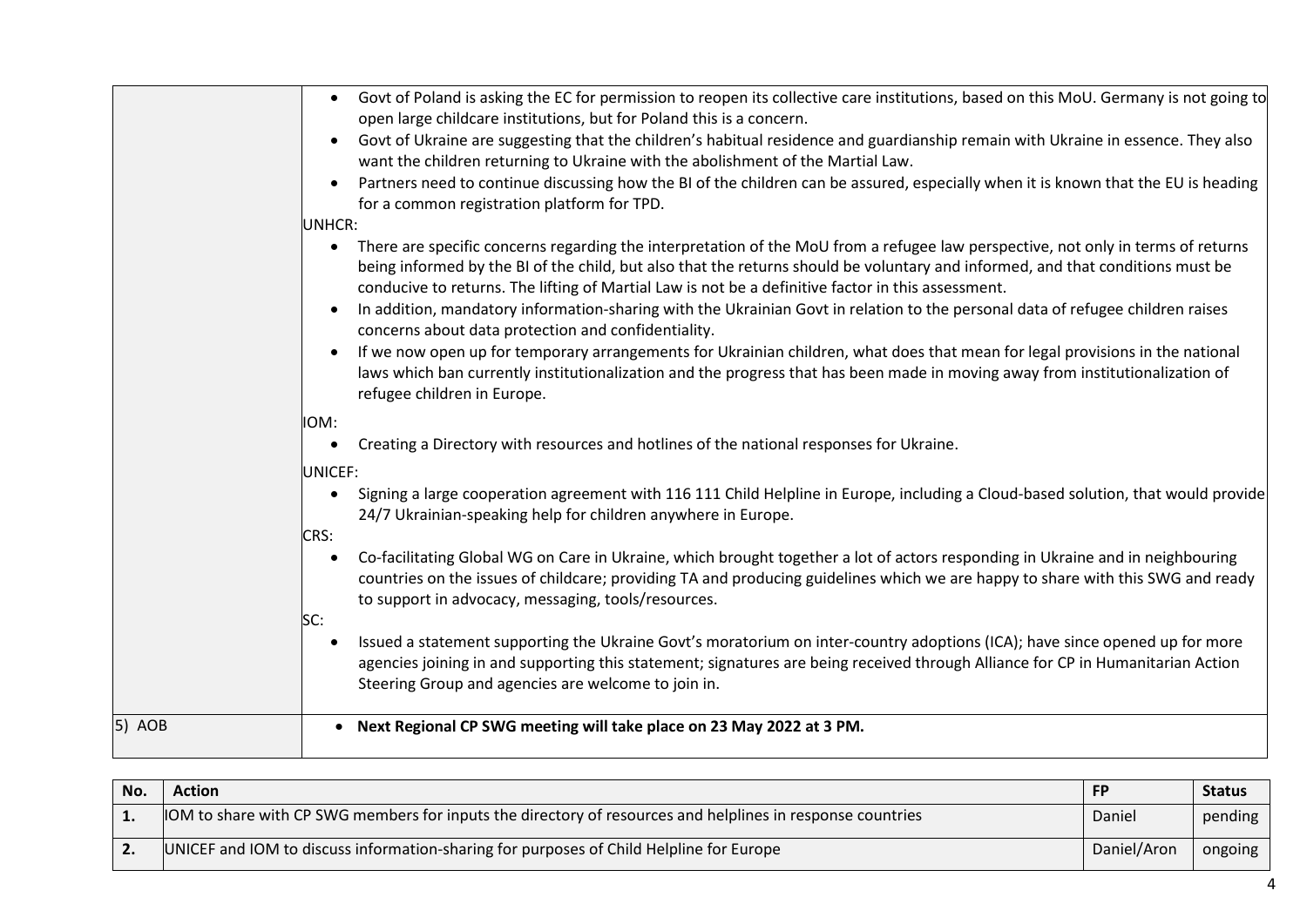| | |
|---|---|
| | • Govt of Poland is asking the EC for permission to reopen its collective care institutions, based on this MoU. Germany is not going to open large childcare institutions, but for Poland this is a concern.<br>• Govt of Ukraine are suggesting that the children's habitual residence and guardianship remain with Ukraine in essence. They also want the children returning to Ukraine with the abolishment of the Martial Law.<br>• Partners need to continue discussing how the BI of the children can be assured, especially when it is known that the EU is heading for a common registration platform for TPD.<br>UNHCR:<br>• There are specific concerns regarding the interpretation of the MoU from a refugee law perspective, not only in terms of returns being informed by the BI of the child, but also that the returns should be voluntary and informed, and that conditions must be conducive to returns. The lifting of Martial Law is not be a definitive factor in this assessment.<br>• In addition, mandatory information-sharing with the Ukrainian Govt in relation to the personal data of refugee children raises concerns about data protection and confidentiality.<br>• If we now open up for temporary arrangements for Ukrainian children, what does that mean for legal provisions in the national laws which ban currently institutionalization and the progress that has been made in moving away from institutionalization of refugee children in Europe.<br>IOM:<br>• Creating a Directory with resources and hotlines of the national responses for Ukraine.<br>UNICEF:<br>• Signing a large cooperation agreement with 116 111 Child Helpline in Europe, including a Cloud-based solution, that would provide 24/7 Ukrainian-speaking help for children anywhere in Europe.<br>CRS:<br>• Co-facilitating Global WG on Care in Ukraine, which brought together a lot of actors responding in Ukraine and in neighbouring countries on the issues of childcare; providing TA and producing guidelines which we are happy to share with this SWG and ready to support in advocacy, messaging, tools/resources.<br>SC:<br>• Issued a statement supporting the Ukraine Govt's moratorium on inter-country adoptions (ICA); have since opened up for more agencies joining in and supporting this statement; signatures are being received through Alliance for CP in Humanitarian Action Steering Group and agencies are welcome to join in. |
| 5) AOB | • **Next Regional CP SWG meeting will take place on 23 May 2022 at 3 PM.** |

| No. | Action | FP | Status |
|---|---|---|---|
| 1. | IOM to share with CP SWG members for inputs the directory of resources and helplines in response countries | Daniel | pending |
| 2. | UNICEF and IOM to discuss information-sharing for purposes of Child Helpline for Europe | Daniel/Aron | ongoing |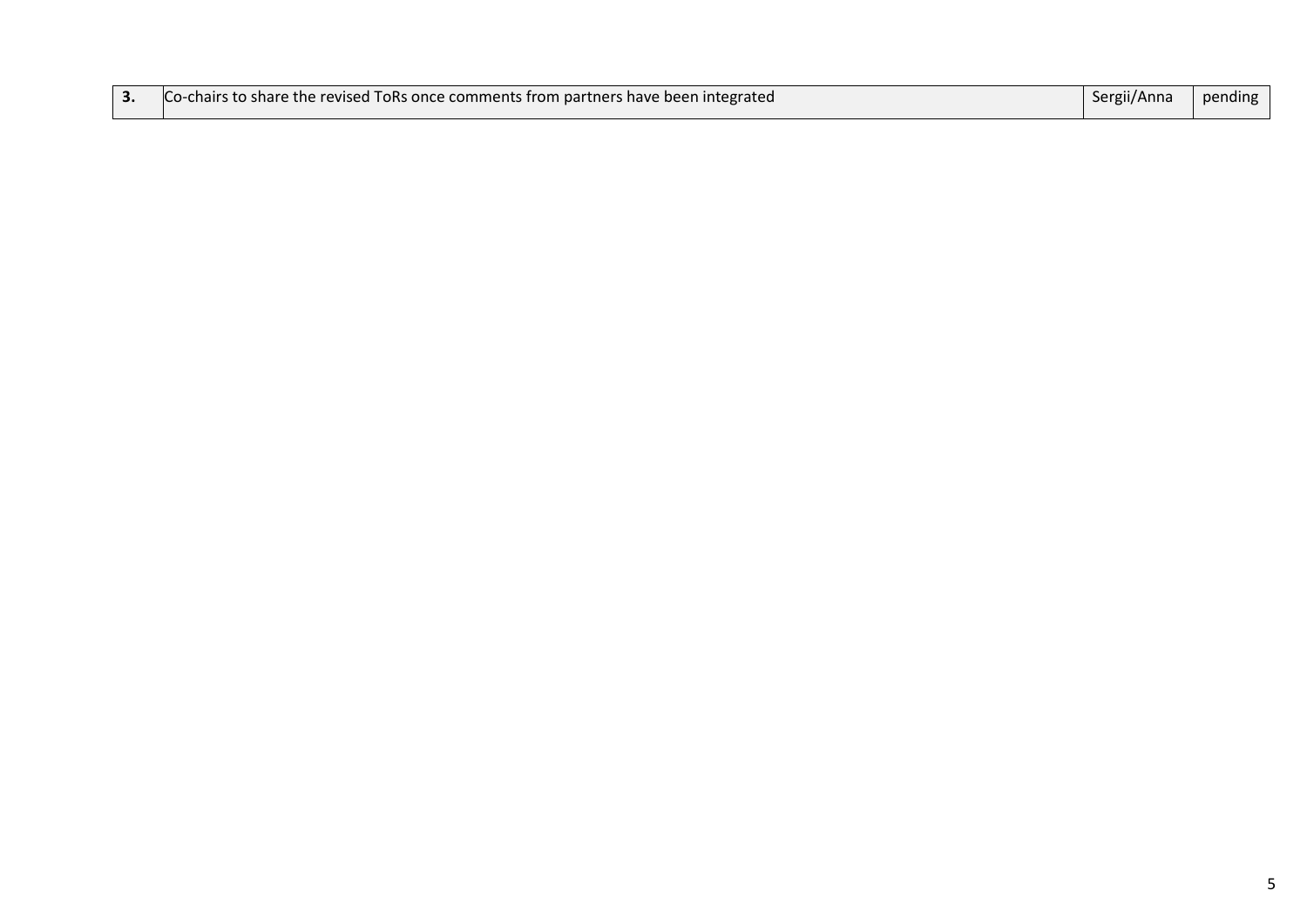| | | | |
|---|---|---|---|
| **3.** | Co-chairs to share the revised ToRs once comments from partners have been integrated | Sergii/Anna | pending |